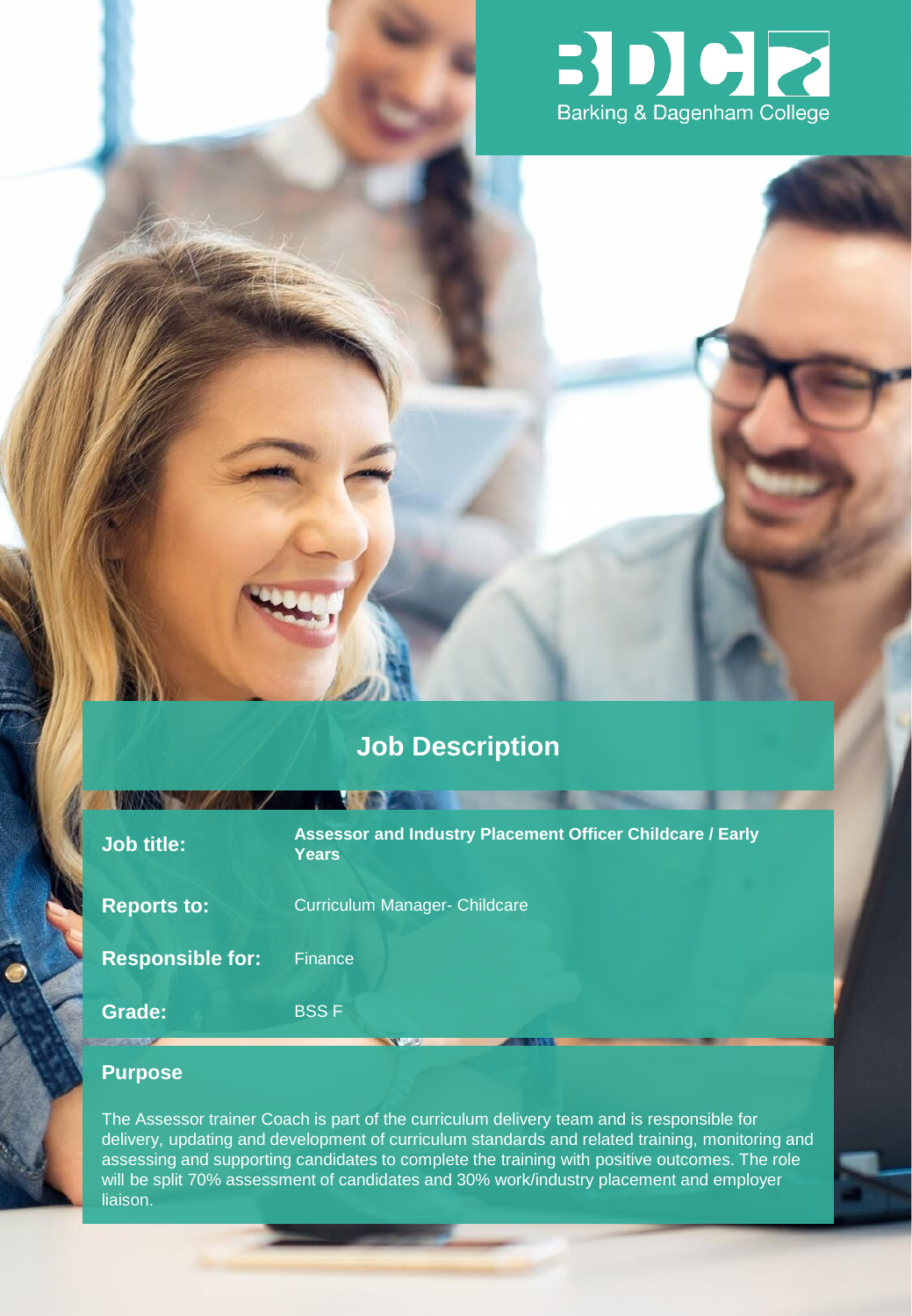Barking & Dagenham College

# Job Description

| | |
|---|---|
| **Job title:** | **Assessor and Industry Placement Officer Childcare / Early Years** |
| **Reports to:** | Curriculum Manager- Childcare |
| **Responsible for:** | Finance |
| **Grade:** | BSS F |

## Purpose

The Assessor trainer Coach is part of the curriculum delivery team and is responsible for delivery, updating and development of curriculum standards and related training, monitoring and assessing and supporting candidates to complete the training with positive outcomes. The role will be split 70% assessment of candidates and 30% work/industry placement and employer liaison.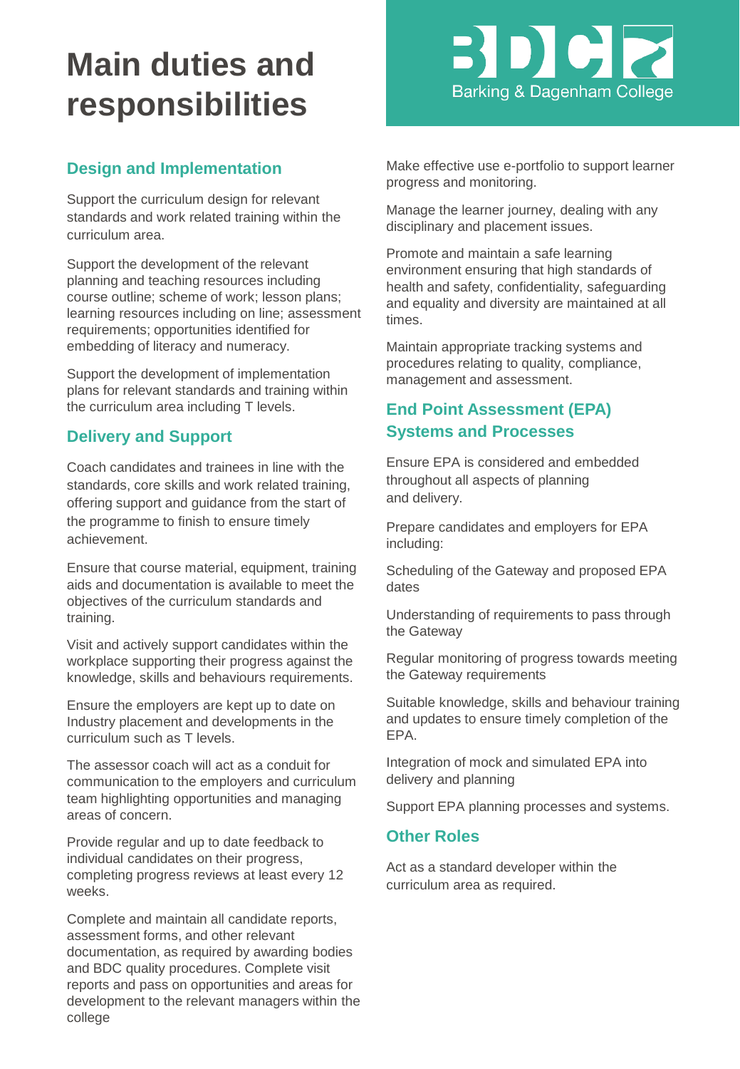# Main duties and responsibilities

## Design and Implementation

Support the curriculum design for relevant standards and work related training within the curriculum area.

Support the development of the relevant planning and teaching resources including course outline; scheme of work; lesson plans; learning resources including on line; assessment requirements; opportunities identified for embedding of literacy and numeracy.

Support the development of implementation plans for relevant standards and training within the curriculum area including T levels.

## Delivery and Support

Coach candidates and trainees in line with the standards, core skills and work related training, offering support and guidance from the start of the programme to finish to ensure timely achievement.

Ensure that course material, equipment, training aids and documentation is available to meet the objectives of the curriculum standards and training.

Visit and actively support candidates within the workplace supporting their progress against the knowledge, skills and behaviours requirements.

Ensure the employers are kept up to date on Industry placement and developments in the curriculum such as T levels.

The assessor coach will act as a conduit for communication to the employers and curriculum team highlighting opportunities and managing areas of concern.

Provide regular and up to date feedback to individual candidates on their progress, completing progress reviews at least every 12 weeks.

Complete and maintain all candidate reports, assessment forms, and other relevant documentation, as required by awarding bodies and BDC quality procedures. Complete visit reports and pass on opportunities and areas for development to the relevant managers within the college

Make effective use e-portfolio to support learner progress and monitoring.

Manage the learner journey, dealing with any disciplinary and placement issues.

Promote and maintain a safe learning environment ensuring that high standards of health and safety, confidentiality, safeguarding and equality and diversity are maintained at all times.

Maintain appropriate tracking systems and procedures relating to quality, compliance, management and assessment.

## End Point Assessment (EPA) Systems and Processes

Ensure EPA is considered and embedded throughout all aspects of planning and delivery.

Prepare candidates and employers for EPA including:

Scheduling of the Gateway and proposed EPA dates

Understanding of requirements to pass through the Gateway

Regular monitoring of progress towards meeting the Gateway requirements

Suitable knowledge, skills and behaviour training and updates to ensure timely completion of the EPA.

Integration of mock and simulated EPA into delivery and planning

Support EPA planning processes and systems.

## Other Roles

Act as a standard developer within the curriculum area as required.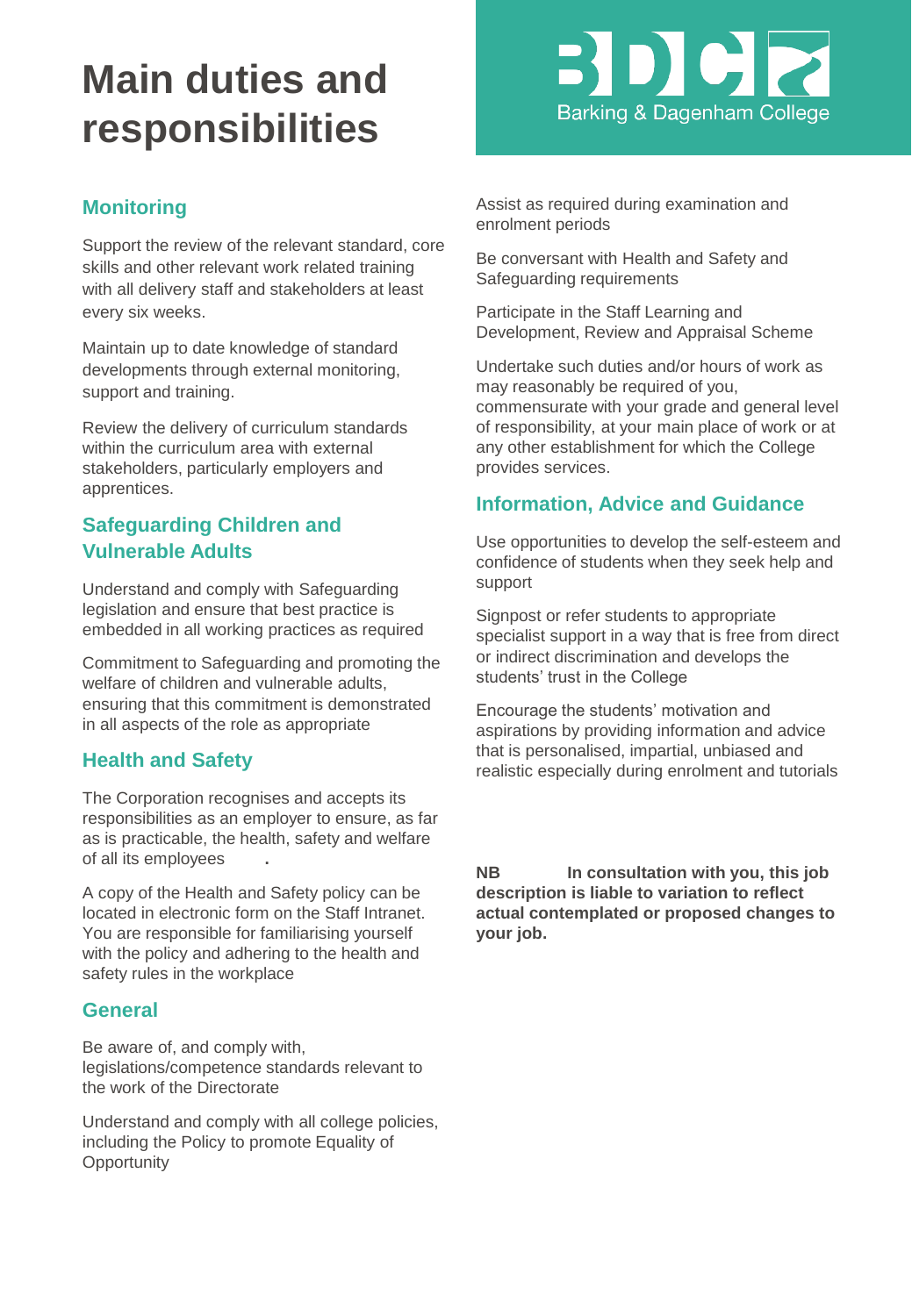# Main duties and responsibilities

## Monitoring

Support the review of the relevant standard, core skills and other relevant work related training with all delivery staff and stakeholders at least every six weeks.

Maintain up to date knowledge of standard developments through external monitoring, support and training.

Review the delivery of curriculum standards within the curriculum area with external stakeholders, particularly employers and apprentices.

## Safeguarding Children and Vulnerable Adults

Understand and comply with Safeguarding legislation and ensure that best practice is embedded in all working practices as required

Commitment to Safeguarding and promoting the welfare of children and vulnerable adults, ensuring that this commitment is demonstrated in all aspects of the role as appropriate

## Health and Safety

The Corporation recognises and accepts its responsibilities as an employer to ensure, as far as is practicable, the health, safety and welfare of all its employees .

A copy of the Health and Safety policy can be located in electronic form on the Staff Intranet. You are responsible for familiarising yourself with the policy and adhering to the health and safety rules in the workplace

## General

Be aware of, and comply with, legislations/competence standards relevant to the work of the Directorate

Understand and comply with all college policies, including the Policy to promote Equality of Opportunity

Assist as required during examination and enrolment periods

Be conversant with Health and Safety and Safeguarding requirements

Participate in the Staff Learning and Development, Review and Appraisal Scheme

Undertake such duties and/or hours of work as may reasonably be required of you, commensurate with your grade and general level of responsibility, at your main place of work or at any other establishment for which the College provides services.

## Information, Advice and Guidance

Use opportunities to develop the self-esteem and confidence of students when they seek help and support

Signpost or refer students to appropriate specialist support in a way that is free from direct or indirect discrimination and develops the students' trust in the College

Encourage the students' motivation and aspirations by providing information and advice that is personalised, impartial, unbiased and realistic especially during enrolment and tutorials

**NB In consultation with you, this job description is liable to variation to reflect actual contemplated or proposed changes to your job.**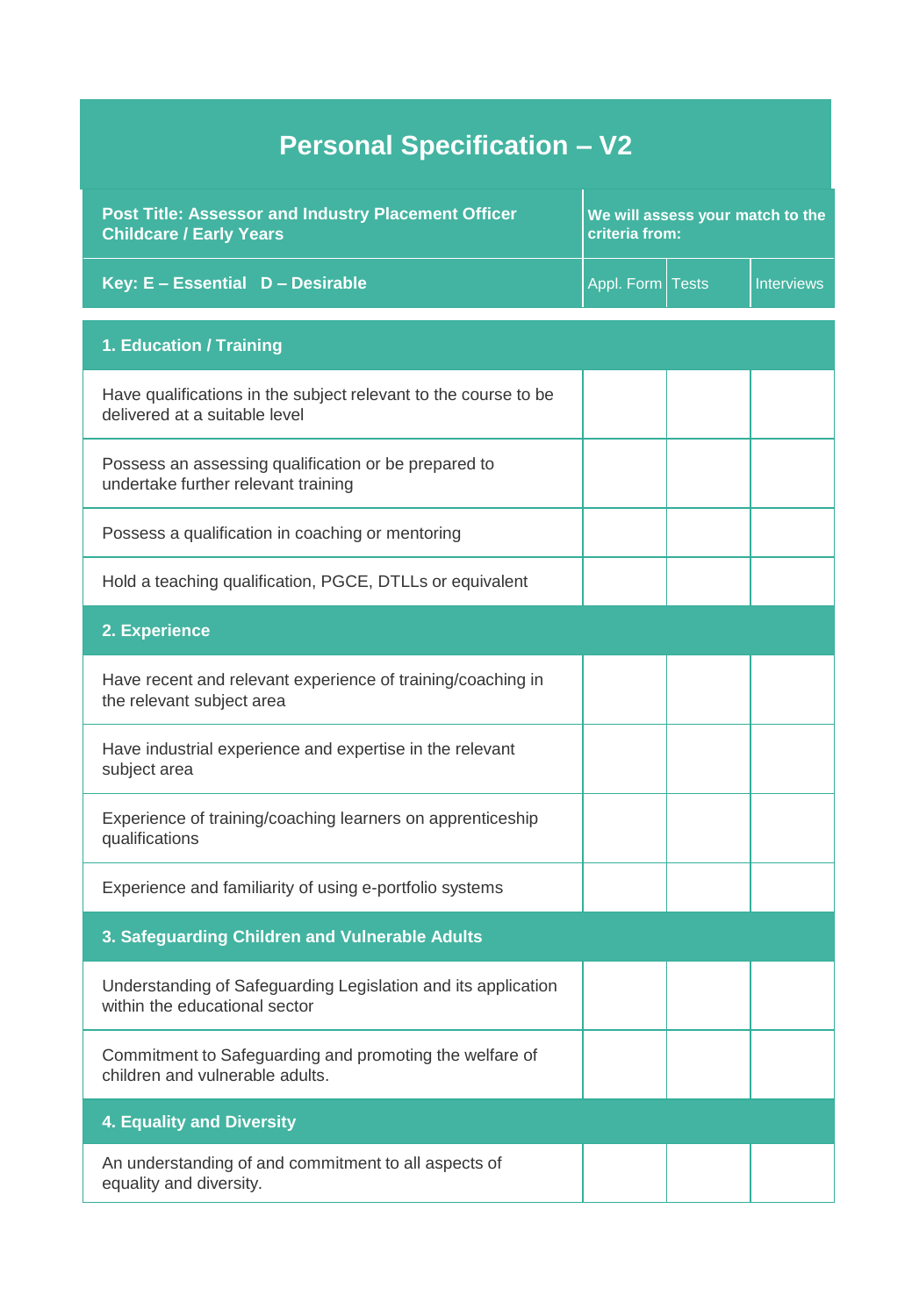# Personal Specification – V2

| **Post Title: Assessor and Industry Placement Officer Childcare / Early Years** | **We will assess your match to the criteria from:** | | |
|---|---|---|---|
| **Key: E – Essential D – Desirable** | Appl. Form | Tests | Interviews |
| **1. Education / Training** | | | |
| Have qualifications in the subject relevant to the course to be delivered at a suitable level | | | |
| Possess an assessing qualification or be prepared to undertake further relevant training | | | |
| Possess a qualification in coaching or mentoring | | | |
| Hold a teaching qualification, PGCE, DTLLs or equivalent | | | |
| **2. Experience** | | | |
| Have recent and relevant experience of training/coaching in the relevant subject area | | | |
| Have industrial experience and expertise in the relevant subject area | | | |
| Experience of training/coaching learners on apprenticeship qualifications | | | |
| Experience and familiarity of using e-portfolio systems | | | |
| **3. Safeguarding Children and Vulnerable Adults** | | | |
| Understanding of Safeguarding Legislation and its application within the educational sector | | | |
| Commitment to Safeguarding and promoting the welfare of children and vulnerable adults. | | | |
| **4. Equality and Diversity** | | | |
| An understanding of and commitment to all aspects of equality and diversity. | | | |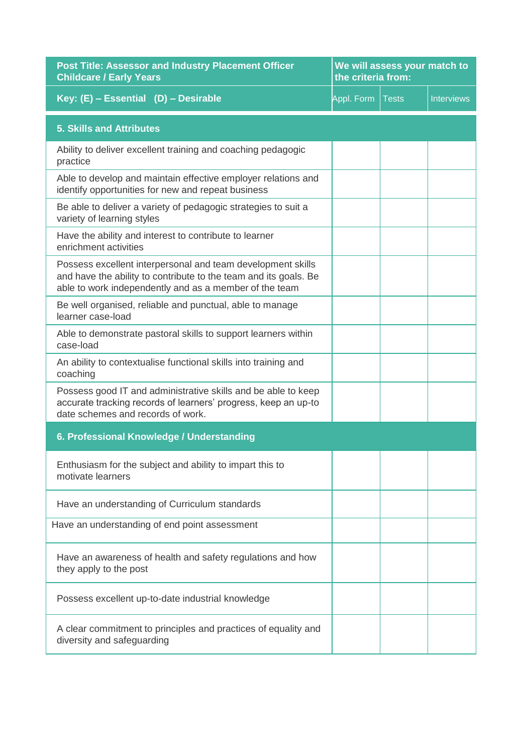| Post Title: Assessor and Industry Placement Officer Childcare / Early Years | We will assess your match to the criteria from: | | |
|---|---|---|---|
| **Key: (E) – Essential (D) – Desirable** | Appl. Form | Tests | Interviews |
| **5. Skills and Attributes** | | | |
| Ability to deliver excellent training and coaching pedagogic practice | | | |
| Able to develop and maintain effective employer relations and identify opportunities for new and repeat business | | | |
| Be able to deliver a variety of pedagogic strategies to suit a variety of learning styles | | | |
| Have the ability and interest to contribute to learner enrichment activities | | | |
| Possess excellent interpersonal and team development skills and have the ability to contribute to the team and its goals. Be able to work independently and as a member of the team | | | |
| Be well organised, reliable and punctual, able to manage learner case-load | | | |
| Able to demonstrate pastoral skills to support learners within case-load | | | |
| An ability to contextualise functional skills into training and coaching | | | |
| Possess good IT and administrative skills and be able to keep accurate tracking records of learners' progress, keep an up-to date schemes and records of work. | | | |
| **6. Professional Knowledge / Understanding** | | | |
| Enthusiasm for the subject and ability to impart this to motivate learners | | | |
| Have an understanding of Curriculum standards | | | |
| Have an understanding of end point assessment | | | |
| Have an awareness of health and safety regulations and how they apply to the post | | | |
| Possess excellent up-to-date industrial knowledge | | | |
| A clear commitment to principles and practices of equality and diversity and safeguarding | | | |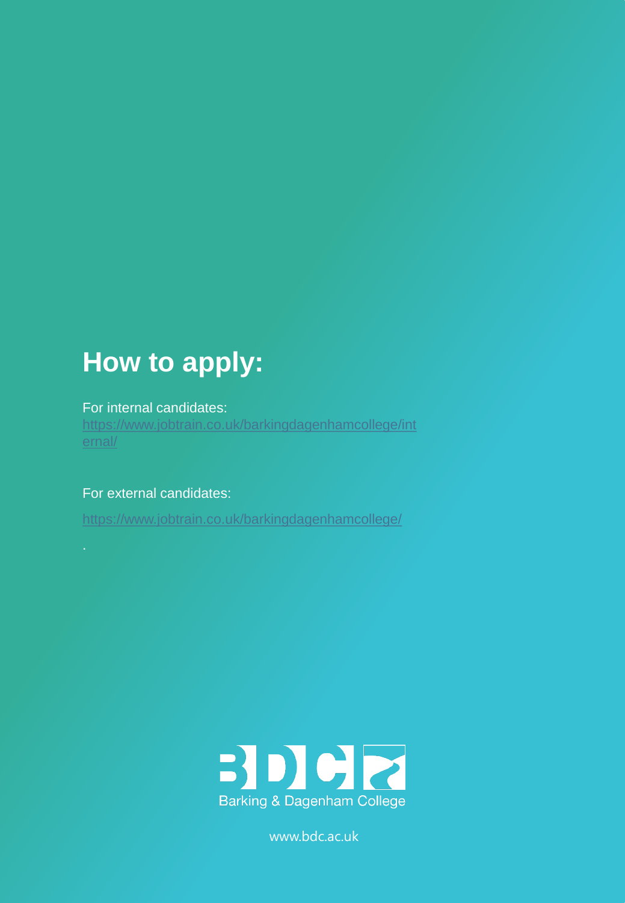## How to apply:

For internal candidates:
https://www.jobtrain.co.uk/barkingdagenhamcollege/internal/

For external candidates:

https://www.jobtrain.co.uk/barkingdagenhamcollege/

.

Barking & Dagenham College

www.bdc.ac.uk